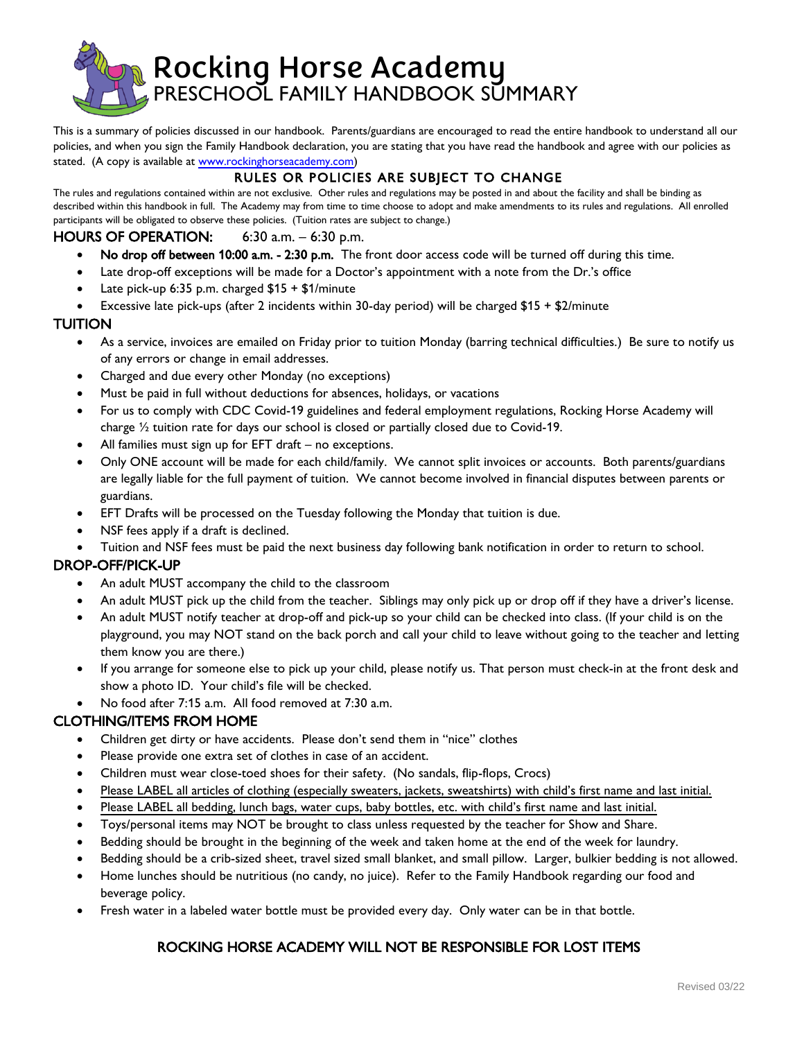# Rocking Horse Academy
## PRESCHOOL FAMILY HANDBOOK SUMMARY

This is a summary of policies discussed in our handbook. Parents/guardians are encouraged to read the entire handbook to understand all our policies, and when you sign the Family Handbook declaration, you are stating that you have read the handbook and agree with our policies as stated. (A copy is available at www.rockinghorseacademy.com)

### RULES OR POLICIES ARE SUBJECT TO CHANGE

The rules and regulations contained within are not exclusive. Other rules and regulations may be posted in and about the facility and shall be binding as described within this handbook in full. The Academy may from time to time choose to adopt and make amendments to its rules and regulations. All enrolled participants will be obligated to observe these policies. (Tuition rates are subject to change.)

### HOURS OF OPERATION: 6:30 a.m. – 6:30 p.m.

- **No drop off between 10:00 a.m. - 2:30 p.m.** The front door access code will be turned off during this time.
- Late drop-off exceptions will be made for a Doctor's appointment with a note from the Dr.'s office
- Late pick-up 6:35 p.m. charged $15 + $1/minute
- Excessive late pick-ups (after 2 incidents within 30-day period) will be charged $15 + $2/minute

### TUITION

- As a service, invoices are emailed on Friday prior to tuition Monday (barring technical difficulties.) Be sure to notify us of any errors or change in email addresses.
- Charged and due every other Monday (no exceptions)
- Must be paid in full without deductions for absences, holidays, or vacations
- For us to comply with CDC Covid-19 guidelines and federal employment regulations, Rocking Horse Academy will charge ½ tuition rate for days our school is closed or partially closed due to Covid-19.
- All families must sign up for EFT draft – no exceptions.
- Only ONE account will be made for each child/family. We cannot split invoices or accounts. Both parents/guardians are legally liable for the full payment of tuition. We cannot become involved in financial disputes between parents or guardians.
- EFT Drafts will be processed on the Tuesday following the Monday that tuition is due.
- NSF fees apply if a draft is declined.
- Tuition and NSF fees must be paid the next business day following bank notification in order to return to school.

### DROP-OFF/PICK-UP

- An adult MUST accompany the child to the classroom
- An adult MUST pick up the child from the teacher. Siblings may only pick up or drop off if they have a driver's license.
- An adult MUST notify teacher at drop-off and pick-up so your child can be checked into class. (If your child is on the playground, you may NOT stand on the back porch and call your child to leave without going to the teacher and letting them know you are there.)
- If you arrange for someone else to pick up your child, please notify us. That person must check-in at the front desk and show a photo ID. Your child's file will be checked.
- No food after 7:15 a.m. All food removed at 7:30 a.m.

### CLOTHING/ITEMS FROM HOME

- Children get dirty or have accidents. Please don't send them in "nice" clothes
- Please provide one extra set of clothes in case of an accident.
- Children must wear close-toed shoes for their safety. (No sandals, flip-flops, Crocs)
- Please LABEL all articles of clothing (especially sweaters, jackets, sweatshirts) with child's first name and last initial.
- Please LABEL all bedding, lunch bags, water cups, baby bottles, etc. with child's first name and last initial.
- Toys/personal items may NOT be brought to class unless requested by the teacher for Show and Share.
- Bedding should be brought in the beginning of the week and taken home at the end of the week for laundry.
- Bedding should be a crib-sized sheet, travel sized small blanket, and small pillow. Larger, bulkier bedding is not allowed.
- Home lunches should be nutritious (no candy, no juice). Refer to the Family Handbook regarding our food and beverage policy.
- Fresh water in a labeled water bottle must be provided every day. Only water can be in that bottle.

**ROCKING HORSE ACADEMY WILL NOT BE RESPONSIBLE FOR LOST ITEMS**

Revised 03/22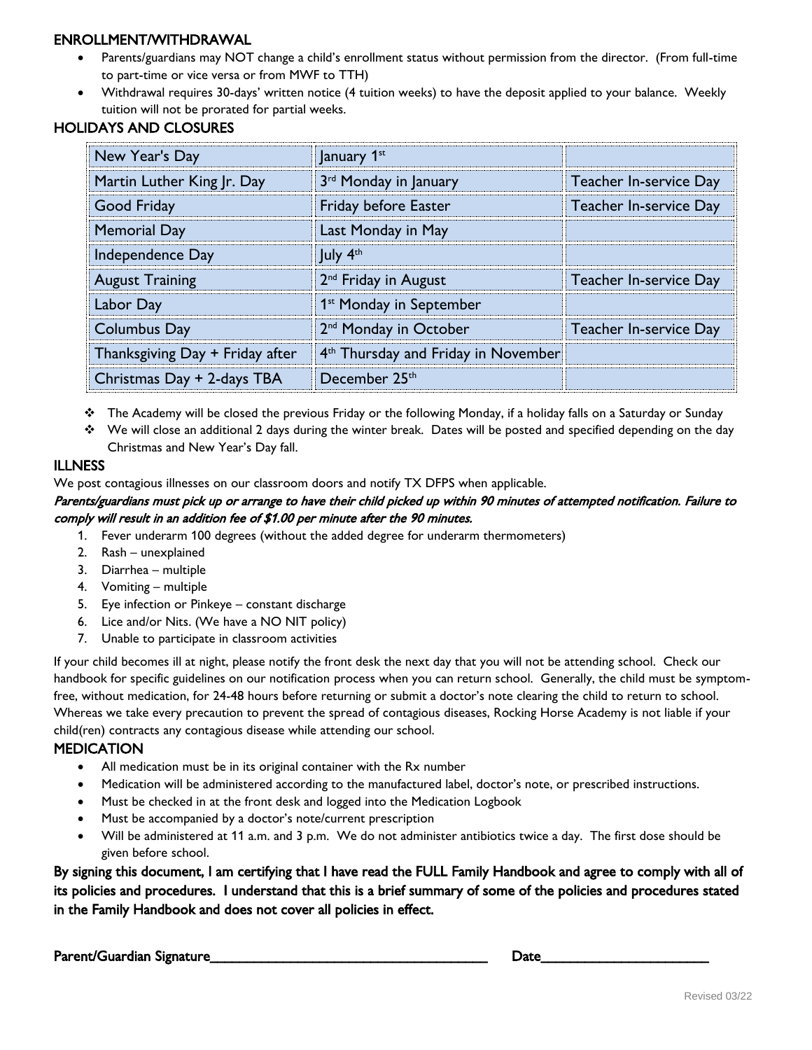## ENROLLMENT/WITHDRAWAL

- Parents/guardians may NOT change a child's enrollment status without permission from the director. (From full-time to part-time or vice versa or from MWF to TTH)
- Withdrawal requires 30-days' written notice (4 tuition weeks) to have the deposit applied to your balance. Weekly tuition will not be prorated for partial weeks.

## HOLIDAYS AND CLOSURES

| | | |
|---|---|---|
| New Year's Day | January 1st | |
| Martin Luther King Jr. Day | 3rd Monday in January | Teacher In-service Day |
| Good Friday | Friday before Easter | Teacher In-service Day |
| Memorial Day | Last Monday in May | |
| Independence Day | July 4th | |
| August Training | 2nd Friday in August | Teacher In-service Day |
| Labor Day | 1st Monday in September | |
| Columbus Day | 2nd Monday in October | Teacher In-service Day |
| Thanksgiving Day + Friday after | 4th Thursday and Friday in November | |
| Christmas Day + 2-days TBA | December 25th | |

- The Academy will be closed the previous Friday or the following Monday, if a holiday falls on a Saturday or Sunday
- We will close an additional 2 days during the winter break. Dates will be posted and specified depending on the day Christmas and New Year's Day fall.

## ILLNESS

We post contagious illnesses on our classroom doors and notify TX DFPS when applicable.

***Parents/guardians must pick up or arrange to have their child picked up within 90 minutes of attempted notification. Failure to comply will result in an addition fee of $1.00 per minute after the 90 minutes.***

1. Fever underarm 100 degrees (without the added degree for underarm thermometers)
2. Rash – unexplained
3. Diarrhea – multiple
4. Vomiting – multiple
5. Eye infection or Pinkeye – constant discharge
6. Lice and/or Nits. (We have a NO NIT policy)
7. Unable to participate in classroom activities

If your child becomes ill at night, please notify the front desk the next day that you will not be attending school. Check our handbook for specific guidelines on our notification process when you can return school. Generally, the child must be symptom-free, without medication, for 24-48 hours before returning or submit a doctor's note clearing the child to return to school. Whereas we take every precaution to prevent the spread of contagious diseases, Rocking Horse Academy is not liable if your child(ren) contracts any contagious disease while attending our school.

## MEDICATION

- All medication must be in its original container with the Rx number
- Medication will be administered according to the manufactured label, doctor's note, or prescribed instructions.
- Must be checked in at the front desk and logged into the Medication Logbook
- Must be accompanied by a doctor's note/current prescription
- Will be administered at 11 a.m. and 3 p.m. We do not administer antibiotics twice a day. The first dose should be given before school.

**By signing this document, I am certifying that I have read the FULL Family Handbook and agree to comply with all of its policies and procedures. I understand that this is a brief summary of some of the policies and procedures stated in the Family Handbook and does not cover all policies in effect.**

**Parent/Guardian Signature**\_\_\_\_\_\_\_\_\_\_\_\_\_\_\_\_\_\_\_\_\_\_\_\_\_\_\_\_\_\_\_\_\_\_\_\_ **Date**\_\_\_\_\_\_\_\_\_\_\_\_\_\_\_\_\_\_\_\_\_\_

Revised 03/22